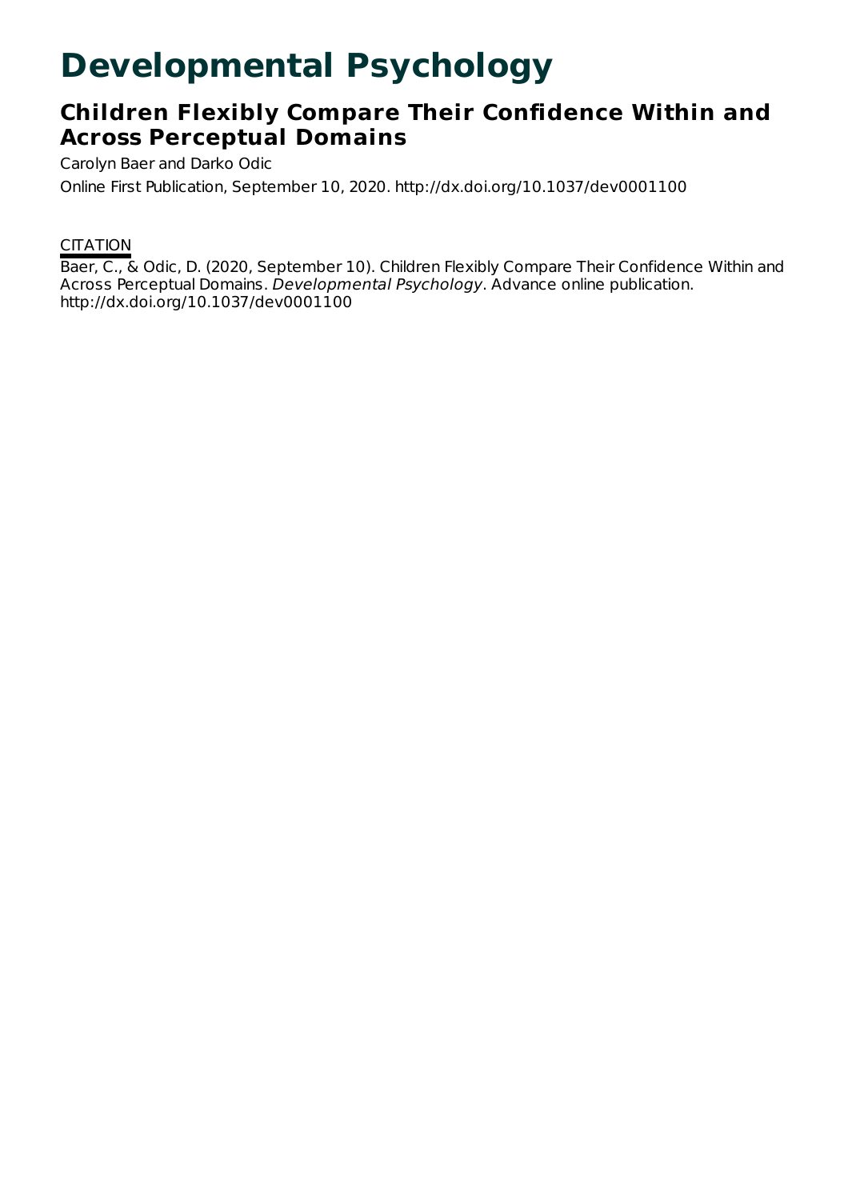# Developmental Psychology

## Children Flexibly Compare Their Confidence Within and Across Perceptual Domains

Carolyn Baer and Darko Odic

Online First Publication, September 10, 2020. http://dx.doi.org/10.1037/dev0001100

CITATION

Baer, C., & Odic, D. (2020, September 10). Children Flexibly Compare Their Confidence Within and Across Perceptual Domains. *Developmental Psychology*. Advance online publication. http://dx.doi.org/10.1037/dev0001100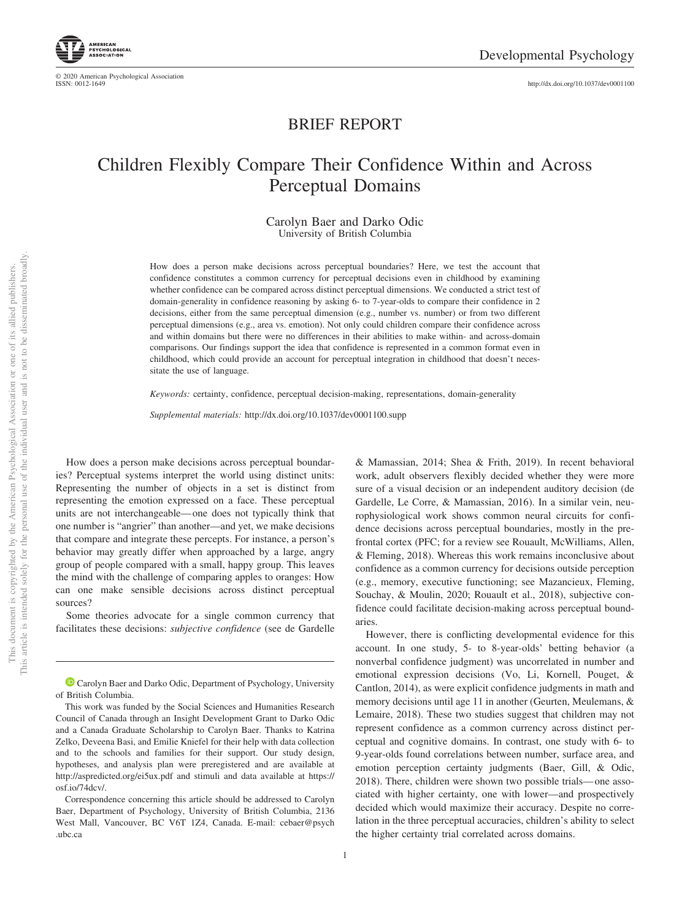# BRIEF REPORT

# Children Flexibly Compare Their Confidence Within and Across Perceptual Domains

Carolyn Baer and Darko Odic
University of British Columbia

How does a person make decisions across perceptual boundaries? Here, we test the account that confidence constitutes a common currency for perceptual decisions even in childhood by examining whether confidence can be compared across distinct perceptual dimensions. We conducted a strict test of domain-generality in confidence reasoning by asking 6- to 7-year-olds to compare their confidence in 2 decisions, either from the same perceptual dimension (e.g., number vs. number) or from two different perceptual dimensions (e.g., area vs. emotion). Not only could children compare their confidence across and within domains but there were no differences in their abilities to make within- and across-domain comparisons. Our findings support the idea that confidence is represented in a common format even in childhood, which could provide an account for perceptual integration in childhood that doesn't necessitate the use of language.

*Keywords:* certainty, confidence, perceptual decision-making, representations, domain-generality

*Supplemental materials:* http://dx.doi.org/10.1037/dev0001100.supp

How does a person make decisions across perceptual boundaries? Perceptual systems interpret the world using distinct units: Representing the number of objects in a set is distinct from representing the emotion expressed on a face. These perceptual units are not interchangeable—one does not typically think that one number is "angrier" than another—and yet, we make decisions that compare and integrate these percepts. For instance, a person's behavior may greatly differ when approached by a large, angry group of people compared with a small, happy group. This leaves the mind with the challenge of comparing apples to oranges: How can one make sensible decisions across distinct perceptual sources?

Some theories advocate for a single common currency that facilitates these decisions: *subjective confidence* (see de Gardelle & Mamassian, 2014; Shea & Frith, 2019). In recent behavioral work, adult observers flexibly decided whether they were more sure of a visual decision or an independent auditory decision (de Gardelle, Le Corre, & Mamassian, 2016). In a similar vein, neurophysiological work shows common neural circuits for confidence decisions across perceptual boundaries, mostly in the prefrontal cortex (PFC; for a review see Rouault, McWilliams, Allen, & Fleming, 2018). Whereas this work remains inconclusive about confidence as a common currency for decisions outside perception (e.g., memory, executive functioning; see Mazancieux, Fleming, Souchay, & Moulin, 2020; Rouault et al., 2018), subjective confidence could facilitate decision-making across perceptual boundaries.

However, there is conflicting developmental evidence for this account. In one study, 5- to 8-year-olds' betting behavior (a nonverbal confidence judgment) was uncorrelated in number and emotional expression decisions (Vo, Li, Kornell, Pouget, & Cantlon, 2014), as were explicit confidence judgments in math and memory decisions until age 11 in another (Geurten, Meulemans, & Lemaire, 2018). These two studies suggest that children may not represent confidence as a common currency across distinct perceptual and cognitive domains. In contrast, one study with 6- to 9-year-olds found correlations between number, surface area, and emotion perception certainty judgments (Baer, Gill, & Odic, 2018). There, children were shown two possible trials—one associated with higher certainty, one with lower—and prospectively decided which would maximize their accuracy. Despite no correlation in the three perceptual accuracies, children's ability to select the higher certainty trial correlated across domains.

---

Carolyn Baer and Darko Odic, Department of Psychology, University of British Columbia.

This work was funded by the Social Sciences and Humanities Research Council of Canada through an Insight Development Grant to Darko Odic and a Canada Graduate Scholarship to Carolyn Baer. Thanks to Katrina Zelko, Deveena Basi, and Emilie Kniefel for their help with data collection and to the schools and families for their support. Our study design, hypotheses, and analysis plan were preregistered and are available at http://aspredicted.org/ei5ux.pdf and stimuli and data available at https://osf.io/74dcv/.

Correspondence concerning this article should be addressed to Carolyn Baer, Department of Psychology, University of British Columbia, 2136 West Mall, Vancouver, BC V6T 1Z4, Canada. E-mail: cebaer@psych.ubc.ca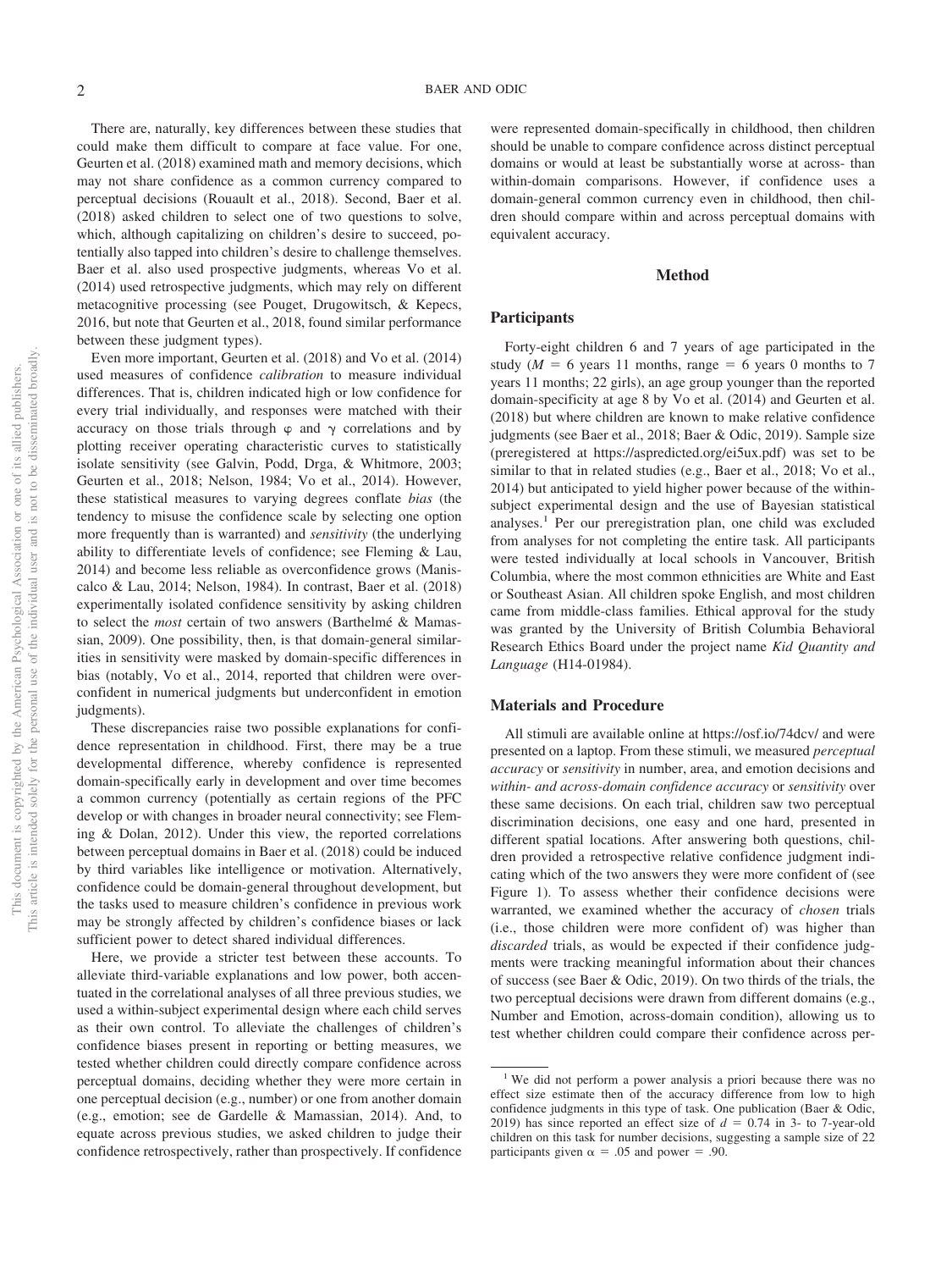There are, naturally, key differences between these studies that could make them difficult to compare at face value. For one, Geurten et al. (2018) examined math and memory decisions, which may not share confidence as a common currency compared to perceptual decisions (Rouault et al., 2018). Second, Baer et al. (2018) asked children to select one of two questions to solve, which, although capitalizing on children's desire to succeed, potentially also tapped into children's desire to challenge themselves. Baer et al. also used prospective judgments, whereas Vo et al. (2014) used retrospective judgments, which may rely on different metacognitive processing (see Pouget, Drugowitsch, & Kepecs, 2016, but note that Geurten et al., 2018, found similar performance between these judgment types).

Even more important, Geurten et al. (2018) and Vo et al. (2014) used measures of confidence *calibration* to measure individual differences. That is, children indicated high or low confidence for every trial individually, and responses were matched with their accuracy on those trials through $\varphi$ and $\gamma$ correlations and by plotting receiver operating characteristic curves to statistically isolate sensitivity (see Galvin, Podd, Drga, & Whitmore, 2003; Geurten et al., 2018; Nelson, 1984; Vo et al., 2014). However, these statistical measures to varying degrees conflate *bias* (the tendency to misuse the confidence scale by selecting one option more frequently than is warranted) and *sensitivity* (the underlying ability to differentiate levels of confidence; see Fleming & Lau, 2014) and become less reliable as overconfidence grows (Maniscalco & Lau, 2014; Nelson, 1984). In contrast, Baer et al. (2018) experimentally isolated confidence sensitivity by asking children to select the *most* certain of two answers (Barthelmé & Mamassian, 2009). One possibility, then, is that domain-general similarities in sensitivity were masked by domain-specific differences in bias (notably, Vo et al., 2014, reported that children were overconfident in numerical judgments but underconfident in emotion judgments).

These discrepancies raise two possible explanations for confidence representation in childhood. First, there may be a true developmental difference, whereby confidence is represented domain-specifically early in development and over time becomes a common currency (potentially as certain regions of the PFC develop or with changes in broader neural connectivity; see Fleming & Dolan, 2012). Under this view, the reported correlations between perceptual domains in Baer et al. (2018) could be induced by third variables like intelligence or motivation. Alternatively, confidence could be domain-general throughout development, but the tasks used to measure children's confidence in previous work may be strongly affected by children's confidence biases or lack sufficient power to detect shared individual differences.

Here, we provide a stricter test between these accounts. To alleviate third-variable explanations and low power, both accentuated in the correlational analyses of all three previous studies, we used a within-subject experimental design where each child serves as their own control. To alleviate the challenges of children's confidence biases present in reporting or betting measures, we tested whether children could directly compare confidence across perceptual domains, deciding whether they were more certain in one perceptual decision (e.g., number) or one from another domain (e.g., emotion; see de Gardelle & Mamassian, 2014). And, to equate across previous studies, we asked children to judge their confidence retrospectively, rather than prospectively. If confidence were represented domain-specifically in childhood, then children should be unable to compare confidence across distinct perceptual domains or would at least be substantially worse at across- than within-domain comparisons. However, if confidence uses a domain-general common currency even in childhood, then children should compare within and across perceptual domains with equivalent accuracy.

## Method

### Participants

Forty-eight children 6 and 7 years of age participated in the study ($M$ = 6 years 11 months, range = 6 years 0 months to 7 years 11 months; 22 girls), an age group younger than the reported domain-specificity at age 8 by Vo et al. (2014) and Geurten et al. (2018) but where children are known to make relative confidence judgments (see Baer et al., 2018; Baer & Odic, 2019). Sample size (preregistered at https://aspredicted.org/ei5ux.pdf) was set to be similar to that in related studies (e.g., Baer et al., 2018; Vo et al., 2014) but anticipated to yield higher power because of the within-subject experimental design and the use of Bayesian statistical analyses.[1] Per our preregistration plan, one child was excluded from analyses for not completing the entire task. All participants were tested individually at local schools in Vancouver, British Columbia, where the most common ethnicities are White and East or Southeast Asian. All children spoke English, and most children came from middle-class families. Ethical approval for the study was granted by the University of British Columbia Behavioral Research Ethics Board under the project name *Kid Quantity and Language* (H14-01984).

### Materials and Procedure

All stimuli are available online at https://osf.io/74dcv/ and were presented on a laptop. From these stimuli, we measured *perceptual accuracy* or *sensitivity* in number, area, and emotion decisions and *within- and across-domain confidence accuracy* or *sensitivity* over these same decisions. On each trial, children saw two perceptual discrimination decisions, one easy and one hard, presented in different spatial locations. After answering both questions, children provided a retrospective relative confidence judgment indicating which of the two answers they were more confident of (see Figure 1). To assess whether their confidence decisions were warranted, we examined whether the accuracy of *chosen* trials (i.e., those children were more confident of) was higher than *discarded* trials, as would be expected if their confidence judgments were tracking meaningful information about their chances of success (see Baer & Odic, 2019). On two thirds of the trials, the two perceptual decisions were drawn from different domains (e.g., Number and Emotion, across-domain condition), allowing us to test whether children could compare their confidence across per-

[1] We did not perform a power analysis a priori because there was no effect size estimate then of the accuracy difference from low to high confidence judgments in this type of task. One publication (Baer & Odic, 2019) has since reported an effect size of $d$ = 0.74 in 3- to 7-year-old children on this task for number decisions, suggesting a sample size of 22 participants given $\alpha$ = .05 and power = .90.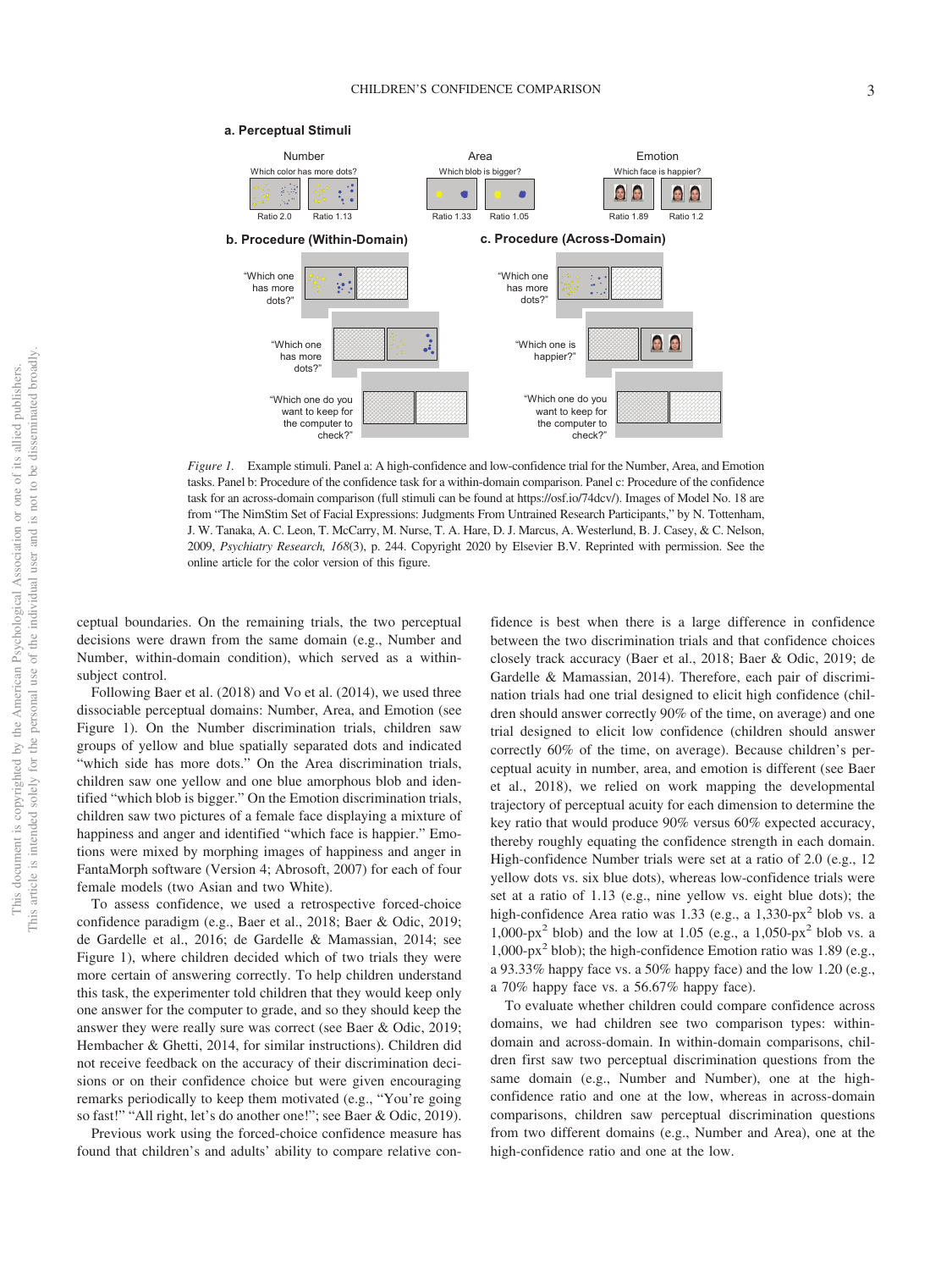*Figure 1.* Example stimuli. Panel a: A high-confidence and low-confidence trial for the Number, Area, and Emotion tasks. Panel b: Procedure of the confidence task for a within-domain comparison. Panel c: Procedure of the confidence task for an across-domain comparison (full stimuli can be found at https://osf.io/74dcv/). Images of Model No. 18 are from "The NimStim Set of Facial Expressions: Judgments From Untrained Research Participants," by N. Tottenham, J. W. Tanaka, A. C. Leon, T. McCarry, M. Nurse, T. A. Hare, D. J. Marcus, A. Westerlund, B. J. Casey, & C. Nelson, 2009, *Psychiatry Research, 168*(3), p. 244. Copyright 2020 by Elsevier B.V. Reprinted with permission. See the online article for the color version of this figure.

ceptual boundaries. On the remaining trials, the two perceptual decisions were drawn from the same domain (e.g., Number and Number, within-domain condition), which served as a within-subject control.

Following Baer et al. (2018) and Vo et al. (2014), we used three dissociable perceptual domains: Number, Area, and Emotion (see Figure 1). On the Number discrimination trials, children saw groups of yellow and blue spatially separated dots and indicated "which side has more dots." On the Area discrimination trials, children saw one yellow and one blue amorphous blob and identified "which blob is bigger." On the Emotion discrimination trials, children saw two pictures of a female face displaying a mixture of happiness and anger and identified "which face is happier." Emotions were mixed by morphing images of happiness and anger in FantaMorph software (Version 4; Abrosoft, 2007) for each of four female models (two Asian and two White).

To assess confidence, we used a retrospective forced-choice confidence paradigm (e.g., Baer et al., 2018; Baer & Odic, 2019; de Gardelle et al., 2016; de Gardelle & Mamassian, 2014; see Figure 1), where children decided which of two trials they were more certain of answering correctly. To help children understand this task, the experimenter told children that they would keep only one answer for the computer to grade, and so they should keep the answer they were really sure was correct (see Baer & Odic, 2019; Hembacher & Ghetti, 2014, for similar instructions). Children did not receive feedback on the accuracy of their discrimination decisions or on their confidence choice but were given encouraging remarks periodically to keep them motivated (e.g., "You're going so fast!" "All right, let's do another one!"; see Baer & Odic, 2019).

Previous work using the forced-choice confidence measure has found that children's and adults' ability to compare relative confidence is best when there is a large difference in confidence between the two discrimination trials and that confidence choices closely track accuracy (Baer et al., 2018; Baer & Odic, 2019; de Gardelle & Mamassian, 2014). Therefore, each pair of discrimination trials had one trial designed to elicit high confidence (children should answer correctly 90% of the time, on average) and one trial designed to elicit low confidence (children should answer correctly 60% of the time, on average). Because children's perceptual acuity in number, area, and emotion is different (see Baer et al., 2018), we relied on work mapping the developmental trajectory of perceptual acuity for each dimension to determine the key ratio that would produce 90% versus 60% expected accuracy, thereby roughly equating the confidence strength in each domain. High-confidence Number trials were set at a ratio of 2.0 (e.g., 12 yellow dots vs. six blue dots), whereas low-confidence trials were set at a ratio of 1.13 (e.g., nine yellow vs. eight blue dots); the high-confidence Area ratio was 1.33 (e.g., a 1,330-px$^2$ blob vs. a 1,000-px$^2$ blob) and the low at 1.05 (e.g., a 1,050-px$^2$ blob vs. a 1,000-px$^2$ blob); the high-confidence Emotion ratio was 1.89 (e.g., a 93.33% happy face vs. a 50% happy face) and the low 1.20 (e.g., a 70% happy face vs. a 56.67% happy face).

To evaluate whether children could compare confidence across domains, we had children see two comparison types: within-domain and across-domain. In within-domain comparisons, children first saw two perceptual discrimination questions from the same domain (e.g., Number and Number), one at the high-confidence ratio and one at the low, whereas in across-domain comparisons, children saw perceptual discrimination questions from two different domains (e.g., Number and Area), one at the high-confidence ratio and one at the low.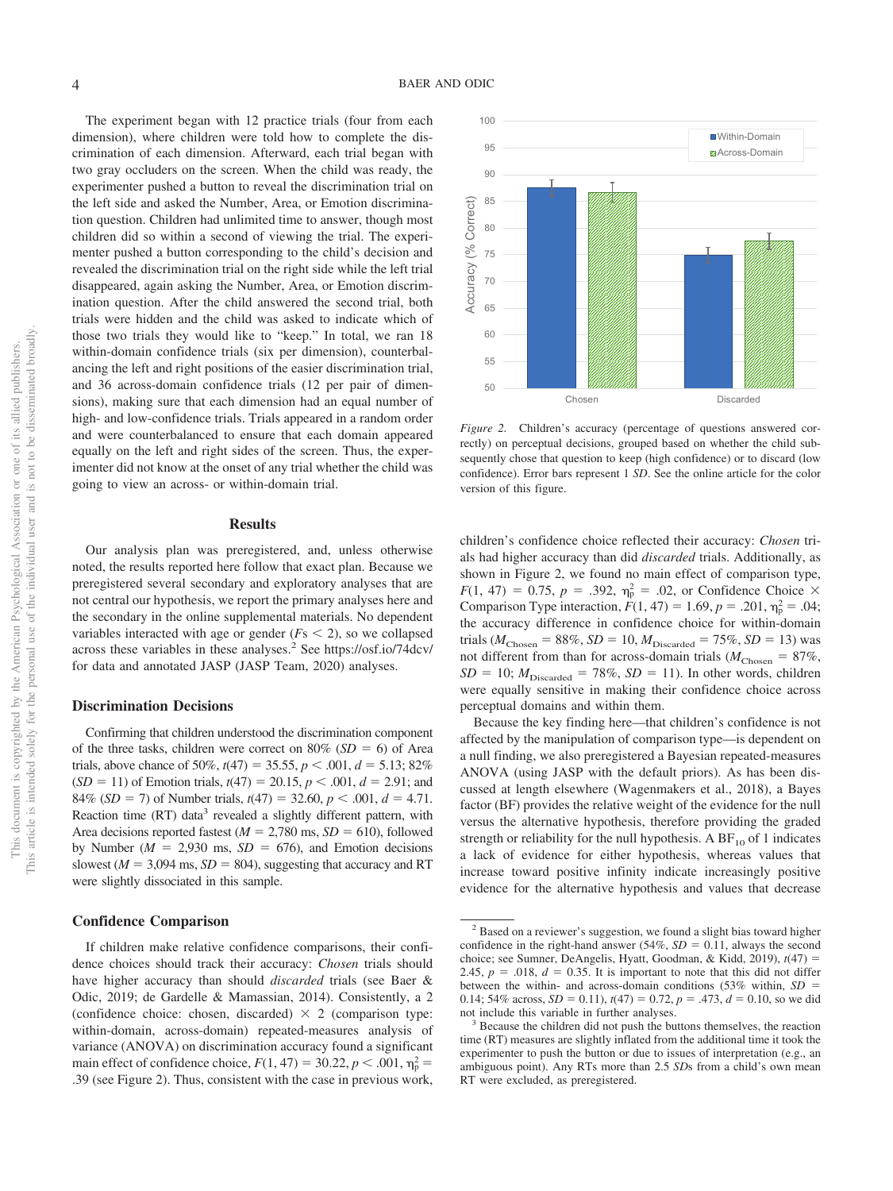The experiment began with 12 practice trials (four from each dimension), where children were told how to complete the discrimination of each dimension. Afterward, each trial began with two gray occluders on the screen. When the child was ready, the experimenter pushed a button to reveal the discrimination trial on the left side and asked the Number, Area, or Emotion discrimination question. Children had unlimited time to answer, though most children did so within a second of viewing the trial. The experimenter pushed a button corresponding to the child's decision and revealed the discrimination trial on the right side while the left trial disappeared, again asking the Number, Area, or Emotion discrimination question. After the child answered the second trial, both trials were hidden and the child was asked to indicate which of those two trials they would like to "keep." In total, we ran 18 within-domain confidence trials (six per dimension), counterbalancing the left and right positions of the easier discrimination trial, and 36 across-domain confidence trials (12 per pair of dimensions), making sure that each dimension had an equal number of high- and low-confidence trials. Trials appeared in a random order and were counterbalanced to ensure that each domain appeared equally on the left and right sides of the screen. Thus, the experimenter did not know at the onset of any trial whether the child was going to view an across- or within-domain trial.

## Results

Our analysis plan was preregistered, and, unless otherwise noted, the results reported here follow that exact plan. Because we preregistered several secondary and exploratory analyses that are not central our hypothesis, we report the primary analyses here and the secondary in the online supplemental materials. No dependent variables interacted with age or gender ($F\text{s} < 2$), so we collapsed across these variables in these analyses.[2] See https://osf.io/74dcv/ for data and annotated JASP (JASP Team, 2020) analyses.

### Discrimination Decisions

Confirming that children understood the discrimination component of the three tasks, children were correct on 80% ($SD = 6$) of Area trials, above chance of 50%, $t(47) = 35.55$, $p < .001$, $d = 5.13$; 82% ($SD = 11$) of Emotion trials, $t(47) = 20.15$, $p < .001$, $d = 2.91$; and 84% ($SD = 7$) of Number trials, $t(47) = 32.60$, $p < .001$, $d = 4.71$. Reaction time (RT) data[3] revealed a slightly different pattern, with Area decisions reported fastest ($M = 2{,}780$ ms, $SD = 610$), followed by Number ($M = 2{,}930$ ms, $SD = 676$), and Emotion decisions slowest ($M = 3{,}094$ ms, $SD = 804$), suggesting that accuracy and RT were slightly dissociated in this sample.

### Confidence Comparison

If children make relative confidence comparisons, their confidence choices should track their accuracy: *Chosen* trials should have higher accuracy than should *discarded* trials (see Baer & Odic, 2019; de Gardelle & Mamassian, 2014). Consistently, a 2 (confidence choice: chosen, discarded) × 2 (comparison type: within-domain, across-domain) repeated-measures analysis of variance (ANOVA) on discrimination accuracy found a significant main effect of confidence choice, $F(1, 47) = 30.22$, $p < .001$, $\eta_p^2 = .39$ (see Figure 2). Thus, consistent with the case in previous work, children's confidence choice reflected their accuracy: *Chosen* trials had higher accuracy than did *discarded* trials. Additionally, as shown in Figure 2, we found no main effect of comparison type, $F(1, 47) = 0.75$, $p = .392$, $\eta_p^2 = .02$, or Confidence Choice × Comparison Type interaction, $F(1, 47) = 1.69$, $p = .201$, $\eta_p^2 = .04$; the accuracy difference in confidence choice for within-domain trials ($M_{\text{Chosen}} = 88\%$, $SD = 10$, $M_{\text{Discarded}} = 75\%$, $SD = 13$) was not different from than for across-domain trials ($M_{\text{Chosen}} = 87\%$, $SD = 10$; $M_{\text{Discarded}} = 78\%$, $SD = 11$). In other words, children were equally sensitive in making their confidence choice across perceptual domains and within them.

*Figure 2.* Children's accuracy (percentage of questions answered correctly) on perceptual decisions, grouped based on whether the child subsequently chose that question to keep (high confidence) or to discard (low confidence). Error bars represent 1 *SD*. See the online article for the color version of this figure.

Because the key finding here—that children's confidence is not affected by the manipulation of comparison type—is dependent on a null finding, we also preregistered a Bayesian repeated-measures ANOVA (using JASP with the default priors). As has been discussed at length elsewhere (Wagenmakers et al., 2018), a Bayes factor (BF) provides the relative weight of the evidence for the null versus the alternative hypothesis, therefore providing the graded strength or reliability for the null hypothesis. A $BF_{10}$ of 1 indicates a lack of evidence for either hypothesis, whereas values that increase toward positive infinity indicate increasingly positive evidence for the alternative hypothesis and values that decrease

---

[2] Based on a reviewer's suggestion, we found a slight bias toward higher confidence in the right-hand answer (54%, $SD = 0.11$, always the second choice; see Sumner, DeAngelis, Hyatt, Goodman, & Kidd, 2019), $t(47) = 2.45$, $p = .018$, $d = 0.35$. It is important to note that this did not differ between the within- and across-domain conditions (53% within, $SD = 0.14$; 54% across, $SD = 0.11$), $t(47) = 0.72$, $p = .473$, $d = 0.10$, so we did not include this variable in further analyses.

[3] Because the children did not push the buttons themselves, the reaction time (RT) measures are slightly inflated from the additional time it took the experimenter to push the button or due to issues of interpretation (e.g., an ambiguous point). Any RTs more than 2.5 *SD*s from a child's own mean RT were excluded, as preregistered.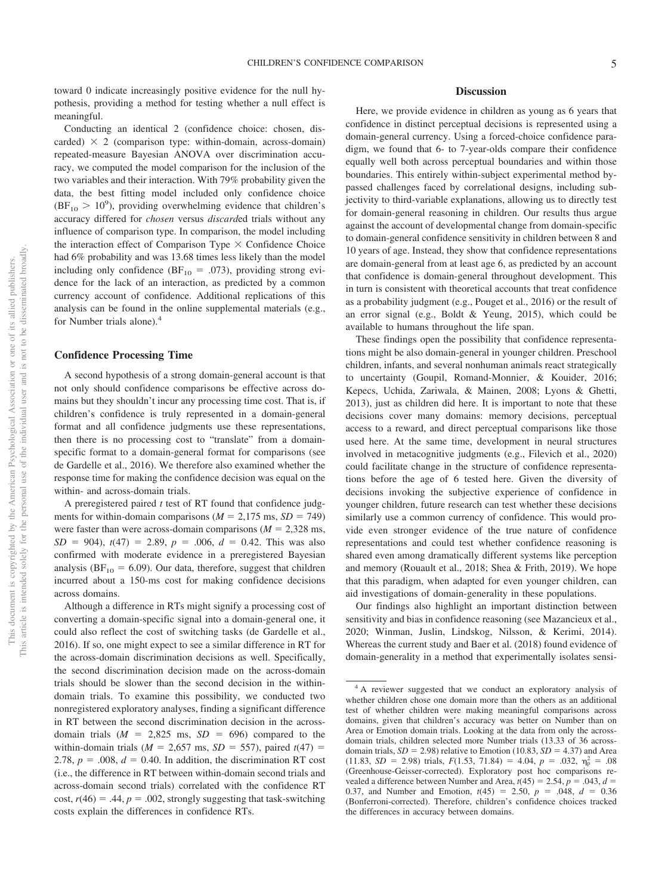toward 0 indicate increasingly positive evidence for the null hypothesis, providing a method for testing whether a null effect is meaningful.

Conducting an identical 2 (confidence choice: chosen, discarded) × 2 (comparison type: within-domain, across-domain) repeated-measure Bayesian ANOVA over discrimination accuracy, we computed the model comparison for the inclusion of the two variables and their interaction. With 79% probability given the data, the best fitting model included only confidence choice ($BF_{10} > 10^9$), providing overwhelming evidence that children's accuracy differed for *chosen* versus *discard*ed trials without any influence of comparison type. In comparison, the model including the interaction effect of Comparison Type × Confidence Choice had 6% probability and was 13.68 times less likely than the model including only confidence ($BF_{10} = .073$), providing strong evidence for the lack of an interaction, as predicted by a common currency account of confidence. Additional replications of this analysis can be found in the online supplemental materials (e.g., for Number trials alone).[4]

## Confidence Processing Time

A second hypothesis of a strong domain-general account is that not only should confidence comparisons be effective across domains but they shouldn't incur any processing time cost. That is, if children's confidence is truly represented in a domain-general format and all confidence judgments use these representations, then there is no processing cost to "translate" from a domain-specific format to a domain-general format for comparisons (see de Gardelle et al., 2016). We therefore also examined whether the response time for making the confidence decision was equal on the within- and across-domain trials.

A preregistered paired *t* test of RT found that confidence judgments for within-domain comparisons ($M = 2{,}175$ ms, $SD = 749$) were faster than were across-domain comparisons ($M = 2{,}328$ ms, $SD = 904$), $t(47) = 2.89$, $p = .006$, $d = 0.42$. This was also confirmed with moderate evidence in a preregistered Bayesian analysis ($BF_{10} = 6.09$). Our data, therefore, suggest that children incurred about a 150-ms cost for making confidence decisions across domains.

Although a difference in RTs might signify a processing cost of converting a domain-specific signal into a domain-general one, it could also reflect the cost of switching tasks (de Gardelle et al., 2016). If so, one might expect to see a similar difference in RT for the across-domain discrimination decisions as well. Specifically, the second discrimination decision made on the across-domain trials should be slower than the second decision in the within-domain trials. To examine this possibility, we conducted two nonregistered exploratory analyses, finding a significant difference in RT between the second discrimination decision in the across-domain trials ($M = 2{,}825$ ms, $SD = 696$) compared to the within-domain trials ($M = 2{,}657$ ms, $SD = 557$), paired $t(47) = 2.78$, $p = .008$, $d = 0.40$. In addition, the discrimination RT cost (i.e., the difference in RT between within-domain second trials and across-domain second trials) correlated with the confidence RT cost, $r(46) = .44$, $p = .002$, strongly suggesting that task-switching costs explain the differences in confidence RTs.

## Discussion

Here, we provide evidence in children as young as 6 years that confidence in distinct perceptual decisions is represented using a domain-general currency. Using a forced-choice confidence paradigm, we found that 6- to 7-year-olds compare their confidence equally well both across perceptual boundaries and within those boundaries. This entirely within-subject experimental method bypassed challenges faced by correlational designs, including subjectivity to third-variable explanations, allowing us to directly test for domain-general reasoning in children. Our results thus argue against the account of developmental change from domain-specific to domain-general confidence sensitivity in children between 8 and 10 years of age. Instead, they show that confidence representations are domain-general from at least age 6, as predicted by an account that confidence is domain-general throughout development. This in turn is consistent with theoretical accounts that treat confidence as a probability judgment (e.g., Pouget et al., 2016) or the result of an error signal (e.g., Boldt & Yeung, 2015), which could be available to humans throughout the life span.

These findings open the possibility that confidence representations might be also domain-general in younger children. Preschool children, infants, and several nonhuman animals react strategically to uncertainty (Goupil, Romand-Monnier, & Kouider, 2016; Kepecs, Uchida, Zariwala, & Mainen, 2008; Lyons & Ghetti, 2013), just as children did here. It is important to note that these decisions cover many domains: memory decisions, perceptual access to a reward, and direct perceptual comparisons like those used here. At the same time, development in neural structures involved in metacognitive judgments (e.g., Filevich et al., 2020) could facilitate change in the structure of confidence representations before the age of 6 tested here. Given the diversity of decisions invoking the subjective experience of confidence in younger children, future research can test whether these decisions similarly use a common currency of confidence. This would provide even stronger evidence of the true nature of confidence representations and could test whether confidence reasoning is shared even among dramatically different systems like perception and memory (Rouault et al., 2018; Shea & Frith, 2019). We hope that this paradigm, when adapted for even younger children, can aid investigations of domain-generality in these populations.

Our findings also highlight an important distinction between sensitivity and bias in confidence reasoning (see Mazancieux et al., 2020; Winman, Juslin, Lindskog, Nilsson, & Kerimi, 2014). Whereas the current study and Baer et al. (2018) found evidence of domain-generality in a method that experimentally isolates sensi-

[4] A reviewer suggested that we conduct an exploratory analysis of whether children chose one domain more than the others as an additional test of whether children were making meaningful comparisons across domains, given that children's accuracy was better on Number than on Area or Emotion domain trials. Looking at the data from only the across-domain trials, children selected more Number trials (13.33 of 36 across-domain trials, $SD = 2.98$) relative to Emotion (10.83, $SD = 4.37$) and Area (11.83, $SD = 2.98$) trials, $F(1.53, 71.84) = 4.04$, $p = .032$, $\eta_p^2 = .08$ (Greenhouse-Geisser-corrected). Exploratory post hoc comparisons revealed a difference between Number and Area, $t(45) = 2.54$, $p = .043$, $d = 0.37$, and Number and Emotion, $t(45) = 2.50$, $p = .048$, $d = 0.36$ (Bonferroni-corrected). Therefore, children's confidence choices tracked the differences in accuracy between domains.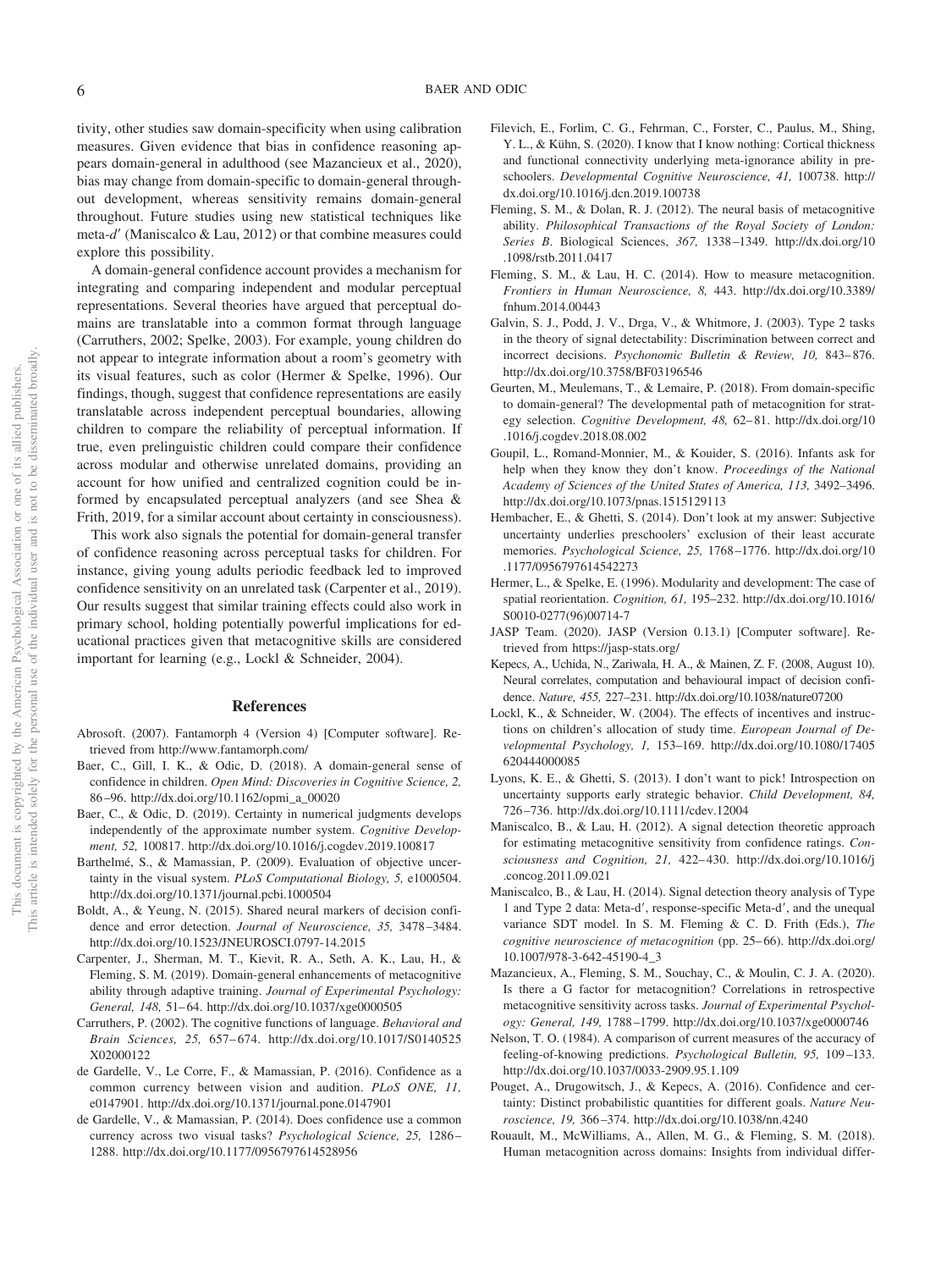tivity, other studies saw domain-specificity when using calibration measures. Given evidence that bias in confidence reasoning appears domain-general in adulthood (see Mazancieux et al., 2020), bias may change from domain-specific to domain-general throughout development, whereas sensitivity remains domain-general throughout. Future studies using new statistical techniques like meta-$d'$ (Maniscalco & Lau, 2012) or that combine measures could explore this possibility.

A domain-general confidence account provides a mechanism for integrating and comparing independent and modular perceptual representations. Several theories have argued that perceptual domains are translatable into a common format through language (Carruthers, 2002; Spelke, 2003). For example, young children do not appear to integrate information about a room's geometry with its visual features, such as color (Hermer & Spelke, 1996). Our findings, though, suggest that confidence representations are easily translatable across independent perceptual boundaries, allowing children to compare the reliability of perceptual information. If true, even prelinguistic children could compare their confidence across modular and otherwise unrelated domains, providing an account for how unified and centralized cognition could be informed by encapsulated perceptual analyzers (and see Shea & Frith, 2019, for a similar account about certainty in consciousness).

This work also signals the potential for domain-general transfer of confidence reasoning across perceptual tasks for children. For instance, giving young adults periodic feedback led to improved confidence sensitivity on an unrelated task (Carpenter et al., 2019). Our results suggest that similar training effects could also work in primary school, holding potentially powerful implications for educational practices given that metacognitive skills are considered important for learning (e.g., Lockl & Schneider, 2004).

## References

Abrosoft. (2007). Fantamorph 4 (Version 4) [Computer software]. Retrieved from http://www.fantamorph.com/

Baer, C., Gill, I. K., & Odic, D. (2018). A domain-general sense of confidence in children. *Open Mind: Discoveries in Cognitive Science, 2,* 86–96. http://dx.doi.org/10.1162/opmi_a_00020

Baer, C., & Odic, D. (2019). Certainty in numerical judgments develops independently of the approximate number system. *Cognitive Development, 52,* 100817. http://dx.doi.org/10.1016/j.cogdev.2019.100817

Barthelmé, S., & Mamassian, P. (2009). Evaluation of objective uncertainty in the visual system. *PLoS Computational Biology, 5,* e1000504. http://dx.doi.org/10.1371/journal.pcbi.1000504

Boldt, A., & Yeung, N. (2015). Shared neural markers of decision confidence and error detection. *Journal of Neuroscience, 35,* 3478–3484. http://dx.doi.org/10.1523/JNEUROSCI.0797-14.2015

Carpenter, J., Sherman, M. T., Kievit, R. A., Seth, A. K., Lau, H., & Fleming, S. M. (2019). Domain-general enhancements of metacognitive ability through adaptive training. *Journal of Experimental Psychology: General, 148,* 51–64. http://dx.doi.org/10.1037/xge0000505

Carruthers, P. (2002). The cognitive functions of language. *Behavioral and Brain Sciences, 25,* 657–674. http://dx.doi.org/10.1017/S0140525X02000122

de Gardelle, V., Le Corre, F., & Mamassian, P. (2016). Confidence as a common currency between vision and audition. *PLoS ONE, 11,* e0147901. http://dx.doi.org/10.1371/journal.pone.0147901

de Gardelle, V., & Mamassian, P. (2014). Does confidence use a common currency across two visual tasks? *Psychological Science, 25,* 1286–1288. http://dx.doi.org/10.1177/0956797614528956

Filevich, E., Forlim, C. G., Fehrman, C., Forster, C., Paulus, M., Shing, Y. L., & Kühn, S. (2020). I know that I know nothing: Cortical thickness and functional connectivity underlying meta-ignorance ability in preschoolers. *Developmental Cognitive Neuroscience, 41,* 100738. http://dx.doi.org/10.1016/j.dcn.2019.100738

Fleming, S. M., & Dolan, R. J. (2012). The neural basis of metacognitive ability. *Philosophical Transactions of the Royal Society of London: Series B*. Biological Sciences, *367,* 1338–1349. http://dx.doi.org/10.1098/rstb.2011.0417

Fleming, S. M., & Lau, H. C. (2014). How to measure metacognition. *Frontiers in Human Neuroscience, 8,* 443. http://dx.doi.org/10.3389/fnhum.2014.00443

Galvin, S. J., Podd, J. V., Drga, V., & Whitmore, J. (2003). Type 2 tasks in the theory of signal detectability: Discrimination between correct and incorrect decisions. *Psychonomic Bulletin & Review, 10,* 843–876. http://dx.doi.org/10.3758/BF03196546

Geurten, M., Meulemans, T., & Lemaire, P. (2018). From domain-specific to domain-general? The developmental path of metacognition for strategy selection. *Cognitive Development, 48,* 62–81. http://dx.doi.org/10.1016/j.cogdev.2018.08.002

Goupil, L., Romand-Monnier, M., & Kouider, S. (2016). Infants ask for help when they know they don't know. *Proceedings of the National Academy of Sciences of the United States of America, 113,* 3492–3496. http://dx.doi.org/10.1073/pnas.1515129113

Hembacher, E., & Ghetti, S. (2014). Don't look at my answer: Subjective uncertainty underlies preschoolers' exclusion of their least accurate memories. *Psychological Science, 25,* 1768–1776. http://dx.doi.org/10.1177/0956797614542273

Hermer, L., & Spelke, E. (1996). Modularity and development: The case of spatial reorientation. *Cognition, 61,* 195–232. http://dx.doi.org/10.1016/S0010-0277(96)00714-7

JASP Team. (2020). JASP (Version 0.13.1) [Computer software]. Retrieved from https://jasp-stats.org/

Kepecs, A., Uchida, N., Zariwala, H. A., & Mainen, Z. F. (2008, August 10). Neural correlates, computation and behavioural impact of decision confidence. *Nature, 455,* 227–231. http://dx.doi.org/10.1038/nature07200

Lockl, K., & Schneider, W. (2004). The effects of incentives and instructions on children's allocation of study time. *European Journal of Developmental Psychology, 1,* 153–169. http://dx.doi.org/10.1080/17405620444000085

Lyons, K. E., & Ghetti, S. (2013). I don't want to pick! Introspection on uncertainty supports early strategic behavior. *Child Development, 84,* 726–736. http://dx.doi.org/10.1111/cdev.12004

Maniscalco, B., & Lau, H. (2012). A signal detection theoretic approach for estimating metacognitive sensitivity from confidence ratings. *Consciousness and Cognition, 21,* 422–430. http://dx.doi.org/10.1016/j.concog.2011.09.021

Maniscalco, B., & Lau, H. (2014). Signal detection theory analysis of Type 1 and Type 2 data: Meta-d′, response-specific Meta-d′, and the unequal variance SDT model. In S. M. Fleming & C. D. Frith (Eds.), *The cognitive neuroscience of metacognition* (pp. 25–66). http://dx.doi.org/10.1007/978-3-642-45190-4_3

Mazancieux, A., Fleming, S. M., Souchay, C., & Moulin, C. J. A. (2020). Is there a G factor for metacognition? Correlations in retrospective metacognitive sensitivity across tasks. *Journal of Experimental Psychology: General, 149,* 1788–1799. http://dx.doi.org/10.1037/xge0000746

Nelson, T. O. (1984). A comparison of current measures of the accuracy of feeling-of-knowing predictions. *Psychological Bulletin, 95,* 109–133. http://dx.doi.org/10.1037/0033-2909.95.1.109

Pouget, A., Drugowitsch, J., & Kepecs, A. (2016). Confidence and certainty: Distinct probabilistic quantities for different goals. *Nature Neuroscience, 19,* 366–374. http://dx.doi.org/10.1038/nn.4240

Rouault, M., McWilliams, A., Allen, M. G., & Fleming, S. M. (2018). Human metacognition across domains: Insights from individual differ-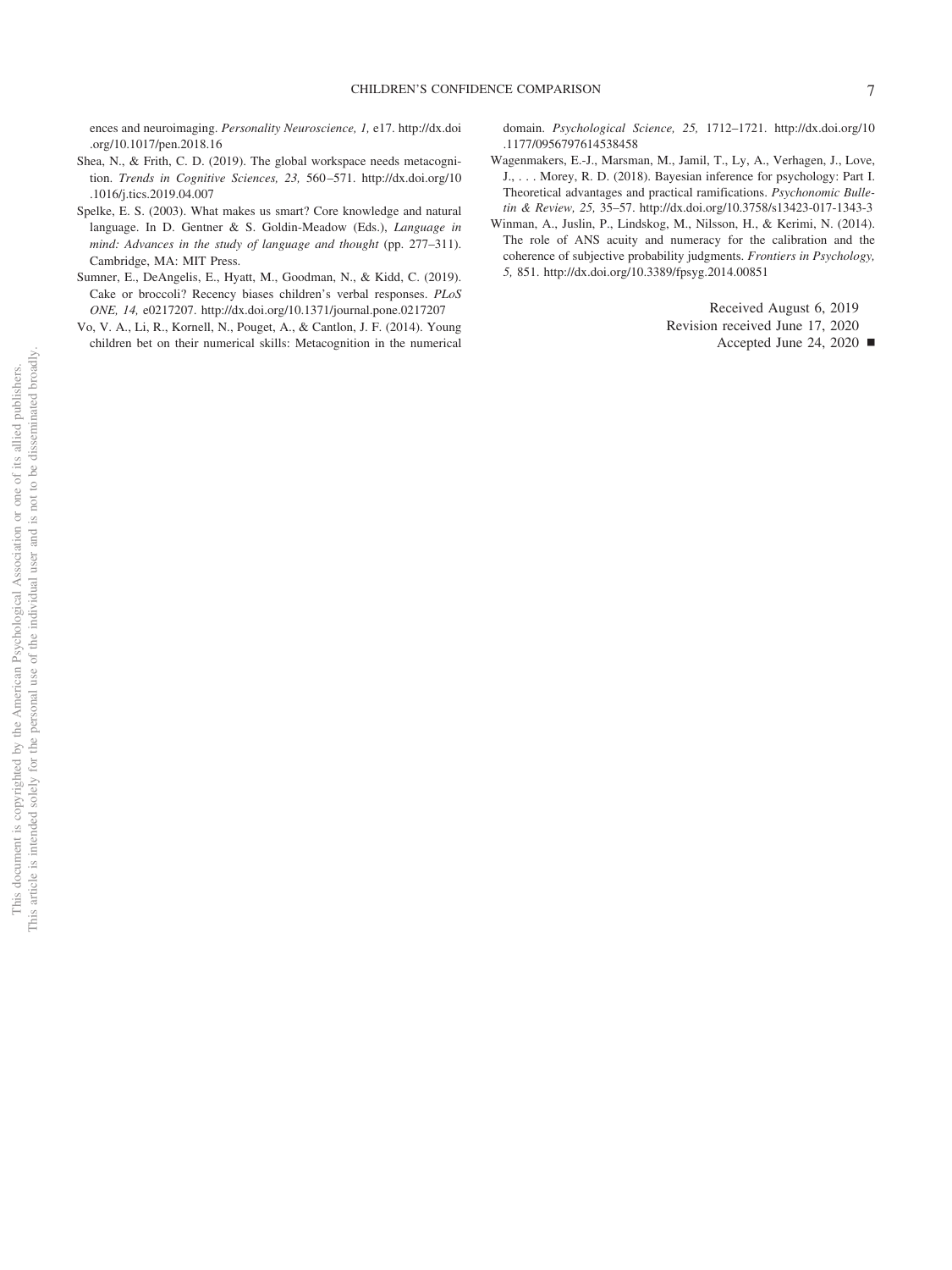ences and neuroimaging. *Personality Neuroscience, 1,* e17. http://dx.doi.org/10.1017/pen.2018.16

Shea, N., & Frith, C. D. (2019). The global workspace needs metacognition. *Trends in Cognitive Sciences, 23,* 560–571. http://dx.doi.org/10.1016/j.tics.2019.04.007

Spelke, E. S. (2003). What makes us smart? Core knowledge and natural language. In D. Gentner & S. Goldin-Meadow (Eds.), *Language in mind: Advances in the study of language and thought* (pp. 277–311). Cambridge, MA: MIT Press.

Sumner, E., DeAngelis, E., Hyatt, M., Goodman, N., & Kidd, C. (2019). Cake or broccoli? Recency biases children's verbal responses. *PLoS ONE, 14,* e0217207. http://dx.doi.org/10.1371/journal.pone.0217207

Vo, V. A., Li, R., Kornell, N., Pouget, A., & Cantlon, J. F. (2014). Young children bet on their numerical skills: Metacognition in the numerical domain. *Psychological Science, 25,* 1712–1721. http://dx.doi.org/10.1177/0956797614538458

Wagenmakers, E.-J., Marsman, M., Jamil, T., Ly, A., Verhagen, J., Love, J., . . . Morey, R. D. (2018). Bayesian inference for psychology: Part I. Theoretical advantages and practical ramifications. *Psychonomic Bulletin & Review, 25,* 35–57. http://dx.doi.org/10.3758/s13423-017-1343-3

Winman, A., Juslin, P., Lindskog, M., Nilsson, H., & Kerimi, N. (2014). The role of ANS acuity and numeracy for the calibration and the coherence of subjective probability judgments. *Frontiers in Psychology, 5,* 851. http://dx.doi.org/10.3389/fpsyg.2014.00851

Received August 6, 2019
Revision received June 17, 2020
Accepted June 24, 2020 ■